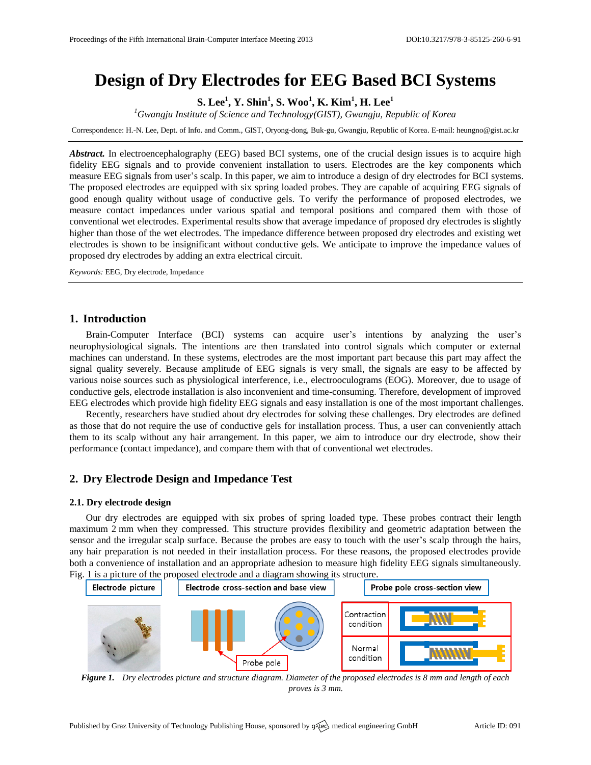# Design of Dry Electrodes for EEG Based BCI Systems

**S. Lee[1], Y. Shin[1], S. Woo[1], K. Kim[1], H. Lee[1]**

[1]*Gwangju Institute of Science and Technology(GIST), Gwangju, Republic of Korea*

Correspondence: H.-N. Lee, Dept. of Info. and Comm., GIST, Oryong-dong, Buk-gu, Gwangju, Republic of Korea. E-mail: heungno@gist.ac.kr

***Abstract.*** In electroencephalography (EEG) based BCI systems, one of the crucial design issues is to acquire high fidelity EEG signals and to provide convenient installation to users. Electrodes are the key components which measure EEG signals from user's scalp. In this paper, we aim to introduce a design of dry electrodes for BCI systems. The proposed electrodes are equipped with six spring loaded probes. They are capable of acquiring EEG signals of good enough quality without usage of conductive gels. To verify the performance of proposed electrodes, we measure contact impedances under various spatial and temporal positions and compared them with those of conventional wet electrodes. Experimental results show that average impedance of proposed dry electrodes is slightly higher than those of the wet electrodes. The impedance difference between proposed dry electrodes and existing wet electrodes is shown to be insignificant without conductive gels. We anticipate to improve the impedance values of proposed dry electrodes by adding an extra electrical circuit.

*Keywords:* EEG, Dry electrode, Impedance

## 1. Introduction

Brain-Computer Interface (BCI) systems can acquire user's intentions by analyzing the user's neurophysiological signals. The intentions are then translated into control signals which computer or external machines can understand. In these systems, electrodes are the most important part because this part may affect the signal quality severely. Because amplitude of EEG signals is very small, the signals are easy to be affected by various noise sources such as physiological interference, i.e., electrooculograms (EOG). Moreover, due to usage of conductive gels, electrode installation is also inconvenient and time-consuming. Therefore, development of improved EEG electrodes which provide high fidelity EEG signals and easy installation is one of the most important challenges.

Recently, researchers have studied about dry electrodes for solving these challenges. Dry electrodes are defined as those that do not require the use of conductive gels for installation process. Thus, a user can conveniently attach them to its scalp without any hair arrangement. In this paper, we aim to introduce our dry electrode, show their performance (contact impedance), and compare them with that of conventional wet electrodes.

## 2. Dry Electrode Design and Impedance Test

### 2.1. Dry electrode design

Our dry electrodes are equipped with six probes of spring loaded type. These probes contract their length maximum 2 mm when they compressed. This structure provides flexibility and geometric adaptation between the sensor and the irregular scalp surface. Because the probes are easy to touch with the user's scalp through the hairs, any hair preparation is not needed in their installation process. For these reasons, the proposed electrodes provide both a convenience of installation and an appropriate adhesion to measure high fidelity EEG signals simultaneously. Fig. 1 is a picture of the proposed electrode and a diagram showing its structure.

Electrode picture | Electrode cross-section and base view | Probe pole cross-section view

Probe pole | Contraction condition | Normal condition

***Figure 1.*** *Dry electrodes picture and structure diagram. Diameter of the proposed electrodes is 8 mm and length of each proves is 3 mm.*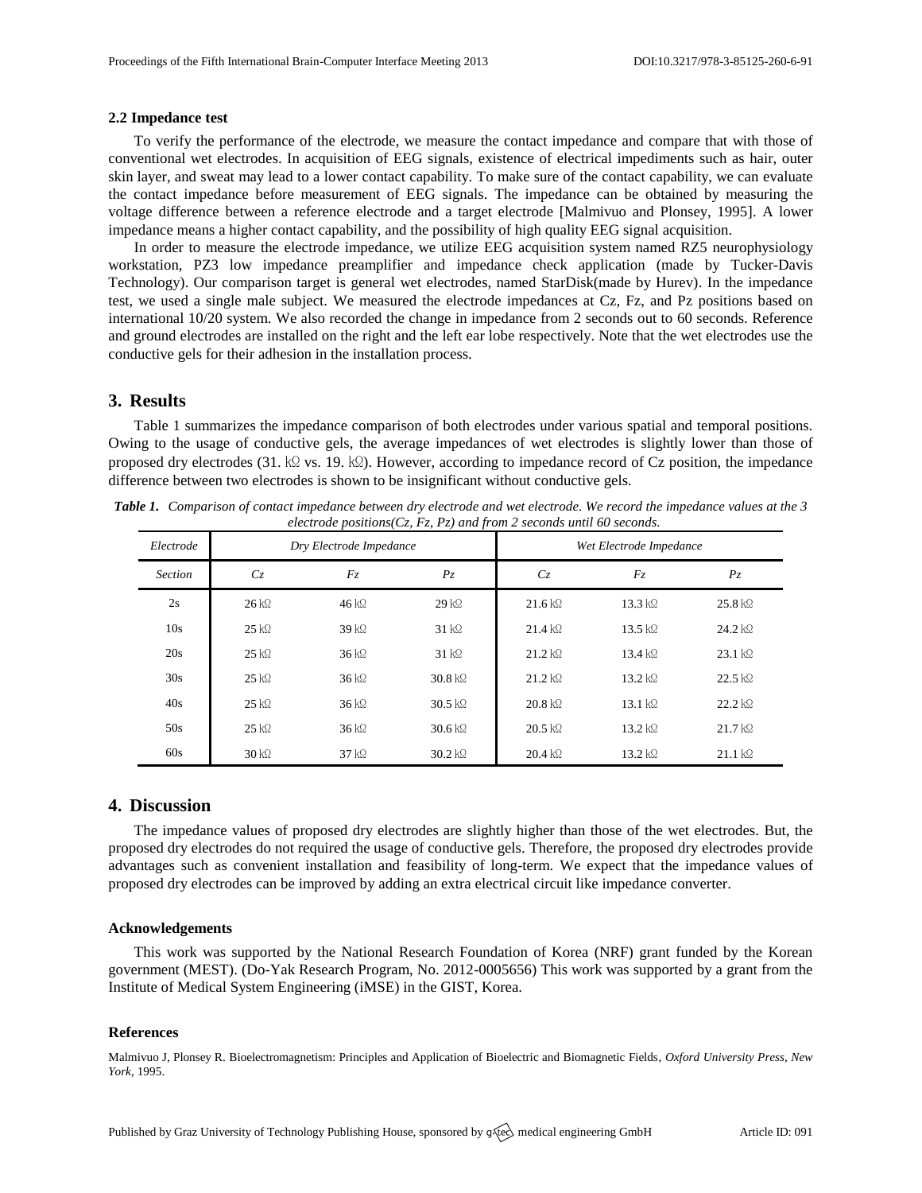### 2.2 Impedance test

To verify the performance of the electrode, we measure the contact impedance and compare that with those of conventional wet electrodes. In acquisition of EEG signals, existence of electrical impediments such as hair, outer skin layer, and sweat may lead to a lower contact capability. To make sure of the contact capability, we can evaluate the contact impedance before measurement of EEG signals. The impedance can be obtained by measuring the voltage difference between a reference electrode and a target electrode [Malmivuo and Plonsey, 1995]. A lower impedance means a higher contact capability, and the possibility of high quality EEG signal acquisition.

In order to measure the electrode impedance, we utilize EEG acquisition system named RZ5 neurophysiology workstation, PZ3 low impedance preamplifier and impedance check application (made by Tucker-Davis Technology). Our comparison target is general wet electrodes, named StarDisk(made by Hurev). In the impedance test, we used a single male subject. We measured the electrode impedances at Cz, Fz, and Pz positions based on international 10/20 system. We also recorded the change in impedance from 2 seconds out to 60 seconds. Reference and ground electrodes are installed on the right and the left ear lobe respectively. Note that the wet electrodes use the conductive gels for their adhesion in the installation process.

## 3. Results

Table 1 summarizes the impedance comparison of both electrodes under various spatial and temporal positions. Owing to the usage of conductive gels, the average impedances of wet electrodes is slightly lower than those of proposed dry electrodes (31. kΩ vs. 19. kΩ). However, according to impedance record of Cz position, the impedance difference between two electrodes is shown to be insignificant without conductive gels.

***Table 1.*** *Comparison of contact impedance between dry electrode and wet electrode. We record the impedance values at the 3 electrode positions(Cz, Fz, Pz) and from 2 seconds until 60 seconds.*

| *Electrode* | *Dry Electrode Impedance* | | | *Wet Electrode Impedance* | | |
|---|---|---|---|---|---|---|
| *Section* | *Cz* | *Fz* | *Pz* | *Cz* | *Fz* | *Pz* |
| 2s | 26 kΩ | 46 kΩ | 29 kΩ | 21.6 kΩ | 13.3 kΩ | 25.8 kΩ |
| 10s | 25 kΩ | 39 kΩ | 31 kΩ | 21.4 kΩ | 13.5 kΩ | 24.2 kΩ |
| 20s | 25 kΩ | 36 kΩ | 31 kΩ | 21.2 kΩ | 13.4 kΩ | 23.1 kΩ |
| 30s | 25 kΩ | 36 kΩ | 30.8 kΩ | 21.2 kΩ | 13.2 kΩ | 22.5 kΩ |
| 40s | 25 kΩ | 36 kΩ | 30.5 kΩ | 20.8 kΩ | 13.1 kΩ | 22.2 kΩ |
| 50s | 25 kΩ | 36 kΩ | 30.6 kΩ | 20.5 kΩ | 13.2 kΩ | 21.7 kΩ |
| 60s | 30 kΩ | 37 kΩ | 30.2 kΩ | 20.4 kΩ | 13.2 kΩ | 21.1 kΩ |

## 4. Discussion

The impedance values of proposed dry electrodes are slightly higher than those of the wet electrodes. But, the proposed dry electrodes do not required the usage of conductive gels. Therefore, the proposed dry electrodes provide advantages such as convenient installation and feasibility of long-term. We expect that the impedance values of proposed dry electrodes can be improved by adding an extra electrical circuit like impedance converter.

### Acknowledgements

This work was supported by the National Research Foundation of Korea (NRF) grant funded by the Korean government (MEST). (Do-Yak Research Program, No. 2012-0005656) This work was supported by a grant from the Institute of Medical System Engineering (iMSE) in the GIST, Korea.

### References

Malmivuo J, Plonsey R. Bioelectromagnetism: Principles and Application of Bioelectric and Biomagnetic Fields, *Oxford University Press, New York*, 1995.